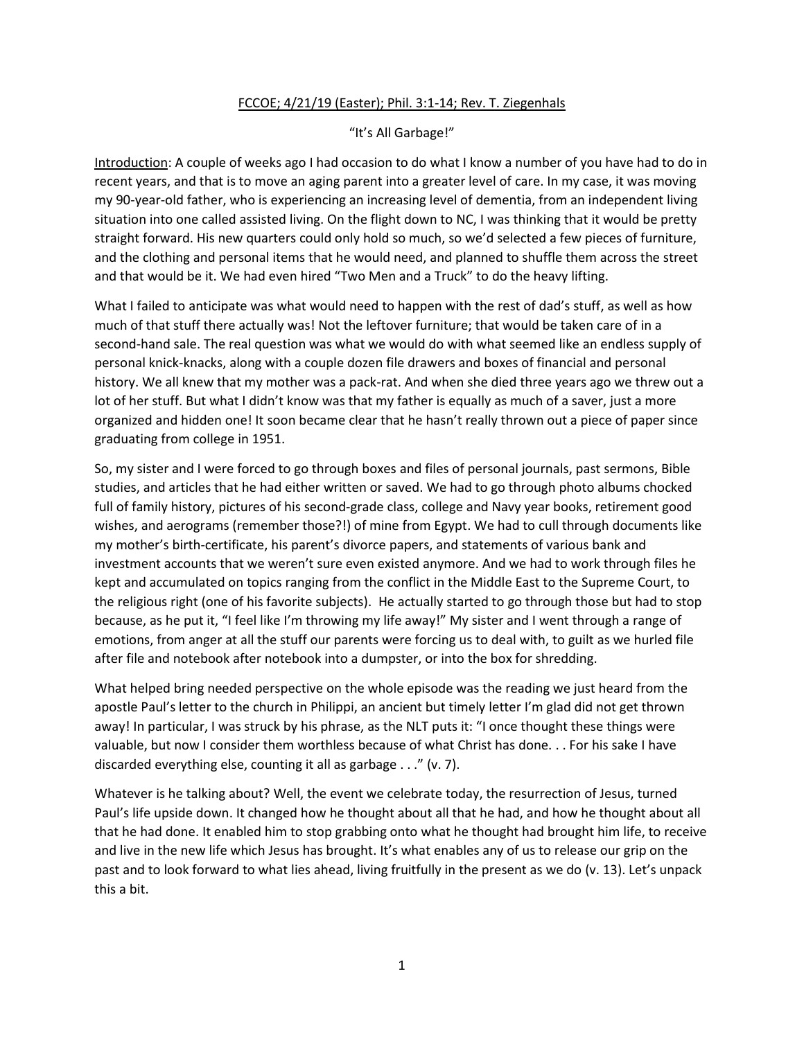<u>FCCOE; 4/21/19 (Easter); Phil. 3:1-14; Rev. T. Ziegenhals</u>

"It's All Garbage!"

<u>Introduction</u>: A couple of weeks ago I had occasion to do what I know a number of you have had to do in recent years, and that is to move an aging parent into a greater level of care. In my case, it was moving my 90-year-old father, who is experiencing an increasing level of dementia, from an independent living situation into one called assisted living. On the flight down to NC, I was thinking that it would be pretty straight forward. His new quarters could only hold so much, so we'd selected a few pieces of furniture, and the clothing and personal items that he would need, and planned to shuffle them across the street and that would be it. We had even hired "Two Men and a Truck" to do the heavy lifting.

What I failed to anticipate was what would need to happen with the rest of dad's stuff, as well as how much of that stuff there actually was! Not the leftover furniture; that would be taken care of in a second-hand sale. The real question was what we would do with what seemed like an endless supply of personal knick-knacks, along with a couple dozen file drawers and boxes of financial and personal history. We all knew that my mother was a pack-rat. And when she died three years ago we threw out a lot of her stuff. But what I didn't know was that my father is equally as much of a saver, just a more organized and hidden one! It soon became clear that he hasn't really thrown out a piece of paper since graduating from college in 1951.

So, my sister and I were forced to go through boxes and files of personal journals, past sermons, Bible studies, and articles that he had either written or saved. We had to go through photo albums chocked full of family history, pictures of his second-grade class, college and Navy year books, retirement good wishes, and aerograms (remember those?!) of mine from Egypt. We had to cull through documents like my mother's birth-certificate, his parent's divorce papers, and statements of various bank and investment accounts that we weren't sure even existed anymore. And we had to work through files he kept and accumulated on topics ranging from the conflict in the Middle East to the Supreme Court, to the religious right (one of his favorite subjects). He actually started to go through those but had to stop because, as he put it, "I feel like I'm throwing my life away!" My sister and I went through a range of emotions, from anger at all the stuff our parents were forcing us to deal with, to guilt as we hurled file after file and notebook after notebook into a dumpster, or into the box for shredding.

What helped bring needed perspective on the whole episode was the reading we just heard from the apostle Paul's letter to the church in Philippi, an ancient but timely letter I'm glad did not get thrown away! In particular, I was struck by his phrase, as the NLT puts it: "I once thought these things were valuable, but now I consider them worthless because of what Christ has done. . . For his sake I have discarded everything else, counting it all as garbage . . ." (v. 7).

Whatever is he talking about? Well, the event we celebrate today, the resurrection of Jesus, turned Paul's life upside down. It changed how he thought about all that he had, and how he thought about all that he had done. It enabled him to stop grabbing onto what he thought had brought him life, to receive and live in the new life which Jesus has brought. It's what enables any of us to release our grip on the past and to look forward to what lies ahead, living fruitfully in the present as we do (v. 13). Let's unpack this a bit.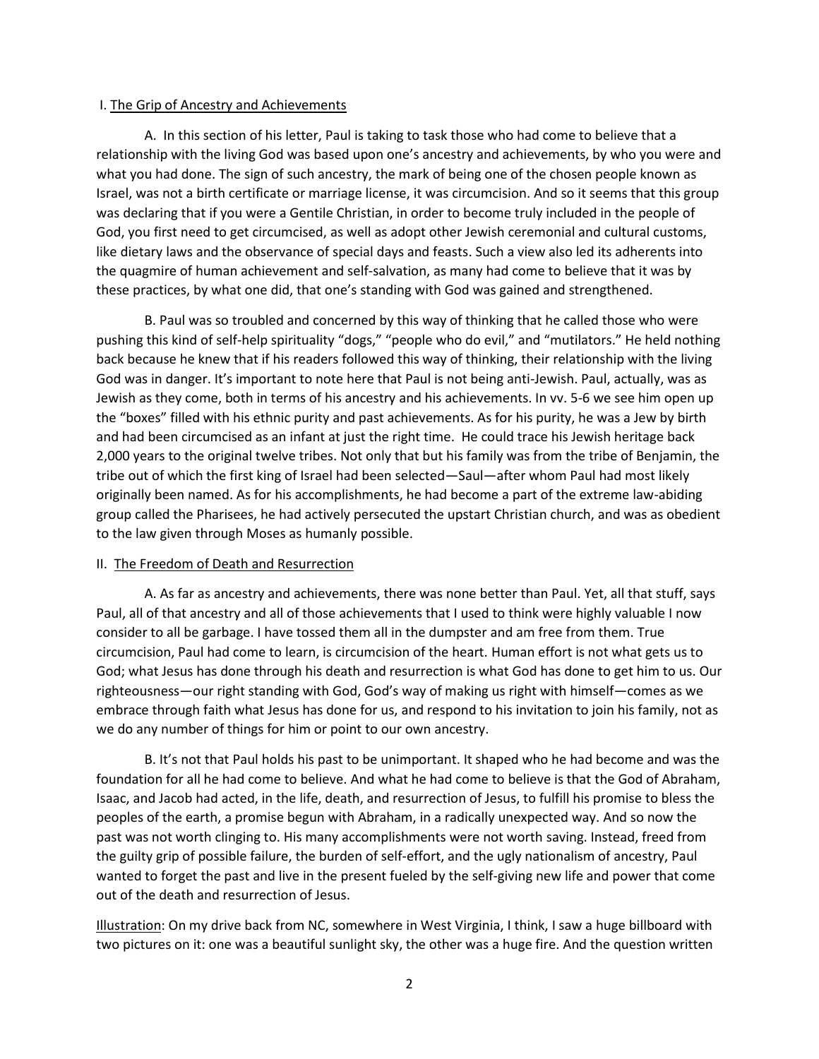I. <u>The Grip of Ancestry and Achievements</u>

A. In this section of his letter, Paul is taking to task those who had come to believe that a relationship with the living God was based upon one's ancestry and achievements, by who you were and what you had done. The sign of such ancestry, the mark of being one of the chosen people known as Israel, was not a birth certificate or marriage license, it was circumcision. And so it seems that this group was declaring that if you were a Gentile Christian, in order to become truly included in the people of God, you first need to get circumcised, as well as adopt other Jewish ceremonial and cultural customs, like dietary laws and the observance of special days and feasts. Such a view also led its adherents into the quagmire of human achievement and self-salvation, as many had come to believe that it was by these practices, by what one did, that one's standing with God was gained and strengthened.

B. Paul was so troubled and concerned by this way of thinking that he called those who were pushing this kind of self-help spirituality "dogs," "people who do evil," and "mutilators." He held nothing back because he knew that if his readers followed this way of thinking, their relationship with the living God was in danger. It's important to note here that Paul is not being anti-Jewish. Paul, actually, was as Jewish as they come, both in terms of his ancestry and his achievements. In vv. 5-6 we see him open up the "boxes" filled with his ethnic purity and past achievements. As for his purity, he was a Jew by birth and had been circumcised as an infant at just the right time. He could trace his Jewish heritage back 2,000 years to the original twelve tribes. Not only that but his family was from the tribe of Benjamin, the tribe out of which the first king of Israel had been selected—Saul—after whom Paul had most likely originally been named. As for his accomplishments, he had become a part of the extreme law-abiding group called the Pharisees, he had actively persecuted the upstart Christian church, and was as obedient to the law given through Moses as humanly possible.

II. <u>The Freedom of Death and Resurrection</u>

A. As far as ancestry and achievements, there was none better than Paul. Yet, all that stuff, says Paul, all of that ancestry and all of those achievements that I used to think were highly valuable I now consider to all be garbage. I have tossed them all in the dumpster and am free from them. True circumcision, Paul had come to learn, is circumcision of the heart. Human effort is not what gets us to God; what Jesus has done through his death and resurrection is what God has done to get him to us. Our righteousness—our right standing with God, God's way of making us right with himself—comes as we embrace through faith what Jesus has done for us, and respond to his invitation to join his family, not as we do any number of things for him or point to our own ancestry.

B. It's not that Paul holds his past to be unimportant. It shaped who he had become and was the foundation for all he had come to believe. And what he had come to believe is that the God of Abraham, Isaac, and Jacob had acted, in the life, death, and resurrection of Jesus, to fulfill his promise to bless the peoples of the earth, a promise begun with Abraham, in a radically unexpected way. And so now the past was not worth clinging to. His many accomplishments were not worth saving. Instead, freed from the guilty grip of possible failure, the burden of self-effort, and the ugly nationalism of ancestry, Paul wanted to forget the past and live in the present fueled by the self-giving new life and power that come out of the death and resurrection of Jesus.

<u>Illustration</u>: On my drive back from NC, somewhere in West Virginia, I think, I saw a huge billboard with two pictures on it: one was a beautiful sunlight sky, the other was a huge fire. And the question written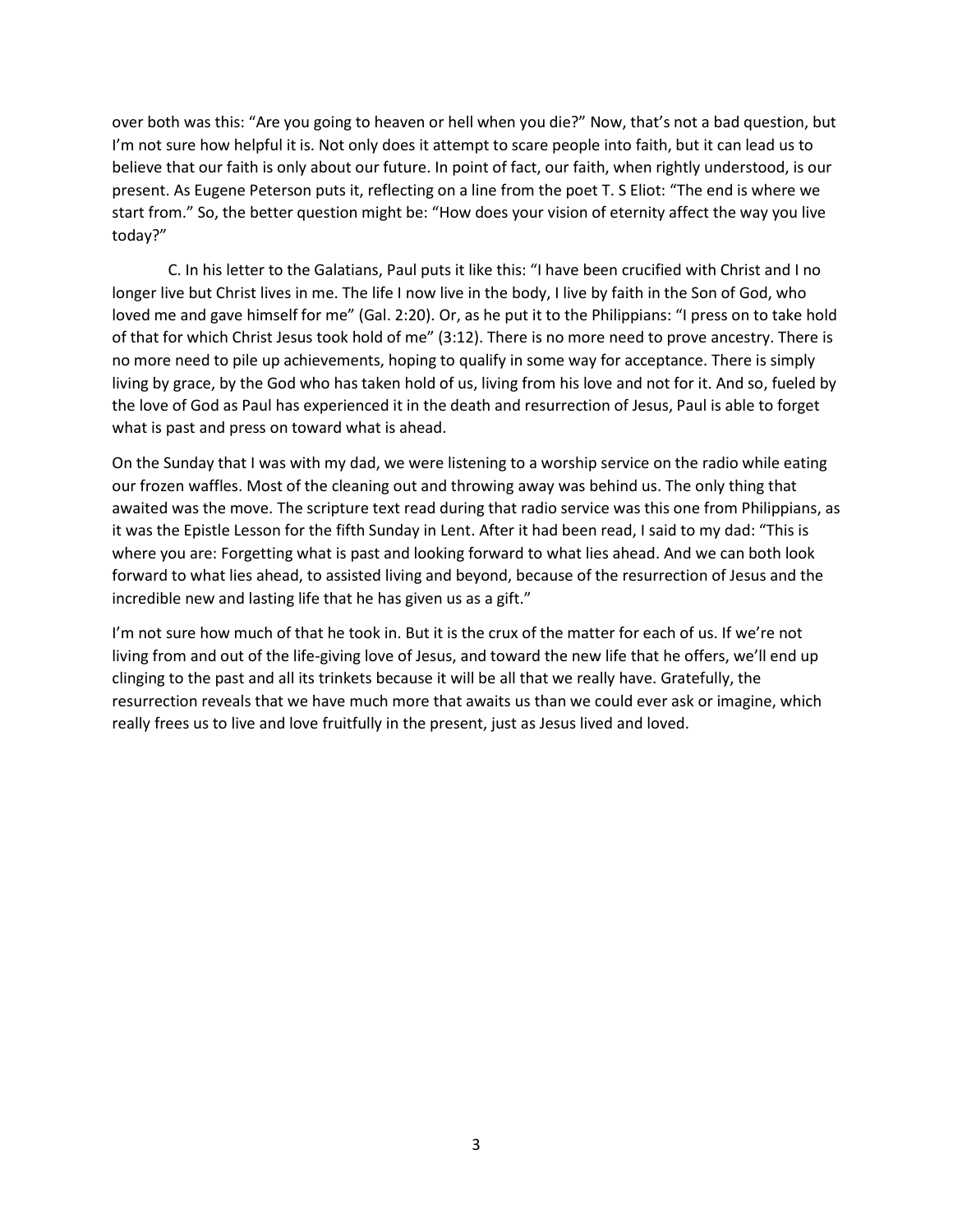over both was this: "Are you going to heaven or hell when you die?" Now, that's not a bad question, but I'm not sure how helpful it is. Not only does it attempt to scare people into faith, but it can lead us to believe that our faith is only about our future. In point of fact, our faith, when rightly understood, is our present. As Eugene Peterson puts it, reflecting on a line from the poet T. S Eliot: "The end is where we start from." So, the better question might be: "How does your vision of eternity affect the way you live today?"

C. In his letter to the Galatians, Paul puts it like this: "I have been crucified with Christ and I no longer live but Christ lives in me. The life I now live in the body, I live by faith in the Son of God, who loved me and gave himself for me" (Gal. 2:20). Or, as he put it to the Philippians: "I press on to take hold of that for which Christ Jesus took hold of me" (3:12). There is no more need to prove ancestry. There is no more need to pile up achievements, hoping to qualify in some way for acceptance. There is simply living by grace, by the God who has taken hold of us, living from his love and not for it. And so, fueled by the love of God as Paul has experienced it in the death and resurrection of Jesus, Paul is able to forget what is past and press on toward what is ahead.

On the Sunday that I was with my dad, we were listening to a worship service on the radio while eating our frozen waffles. Most of the cleaning out and throwing away was behind us. The only thing that awaited was the move. The scripture text read during that radio service was this one from Philippians, as it was the Epistle Lesson for the fifth Sunday in Lent. After it had been read, I said to my dad: "This is where you are: Forgetting what is past and looking forward to what lies ahead. And we can both look forward to what lies ahead, to assisted living and beyond, because of the resurrection of Jesus and the incredible new and lasting life that he has given us as a gift."

I'm not sure how much of that he took in. But it is the crux of the matter for each of us. If we're not living from and out of the life-giving love of Jesus, and toward the new life that he offers, we'll end up clinging to the past and all its trinkets because it will be all that we really have. Gratefully, the resurrection reveals that we have much more that awaits us than we could ever ask or imagine, which really frees us to live and love fruitfully in the present, just as Jesus lived and loved.